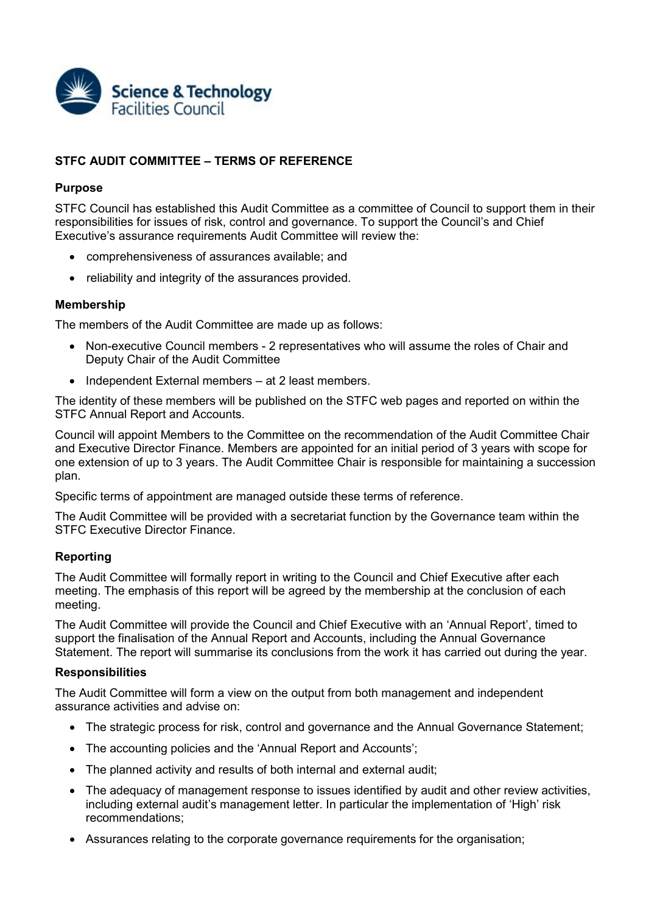**STFC AUDIT COMMITTEE – TERMS OF REFERENCE**

**Purpose**

STFC Council has established this Audit Committee as a committee of Council to support them in their responsibilities for issues of risk, control and governance. To support the Council's and Chief Executive's assurance requirements Audit Committee will review the:

- comprehensiveness of assurances available; and
- reliability and integrity of the assurances provided.

**Membership**

The members of the Audit Committee are made up as follows:

- Non-executive Council members - 2 representatives who will assume the roles of Chair and Deputy Chair of the Audit Committee
- Independent External members – at 2 least members.

The identity of these members will be published on the STFC web pages and reported on within the STFC Annual Report and Accounts.

Council will appoint Members to the Committee on the recommendation of the Audit Committee Chair and Executive Director Finance. Members are appointed for an initial period of 3 years with scope for one extension of up to 3 years. The Audit Committee Chair is responsible for maintaining a succession plan.

Specific terms of appointment are managed outside these terms of reference.

The Audit Committee will be provided with a secretariat function by the Governance team within the STFC Executive Director Finance.

**Reporting**

The Audit Committee will formally report in writing to the Council and Chief Executive after each meeting. The emphasis of this report will be agreed by the membership at the conclusion of each meeting.

The Audit Committee will provide the Council and Chief Executive with an 'Annual Report', timed to support the finalisation of the Annual Report and Accounts, including the Annual Governance Statement. The report will summarise its conclusions from the work it has carried out during the year.

**Responsibilities**

The Audit Committee will form a view on the output from both management and independent assurance activities and advise on:

- The strategic process for risk, control and governance and the Annual Governance Statement;
- The accounting policies and the 'Annual Report and Accounts';
- The planned activity and results of both internal and external audit;
- The adequacy of management response to issues identified by audit and other review activities, including external audit's management letter. In particular the implementation of 'High' risk recommendations;
- Assurances relating to the corporate governance requirements for the organisation;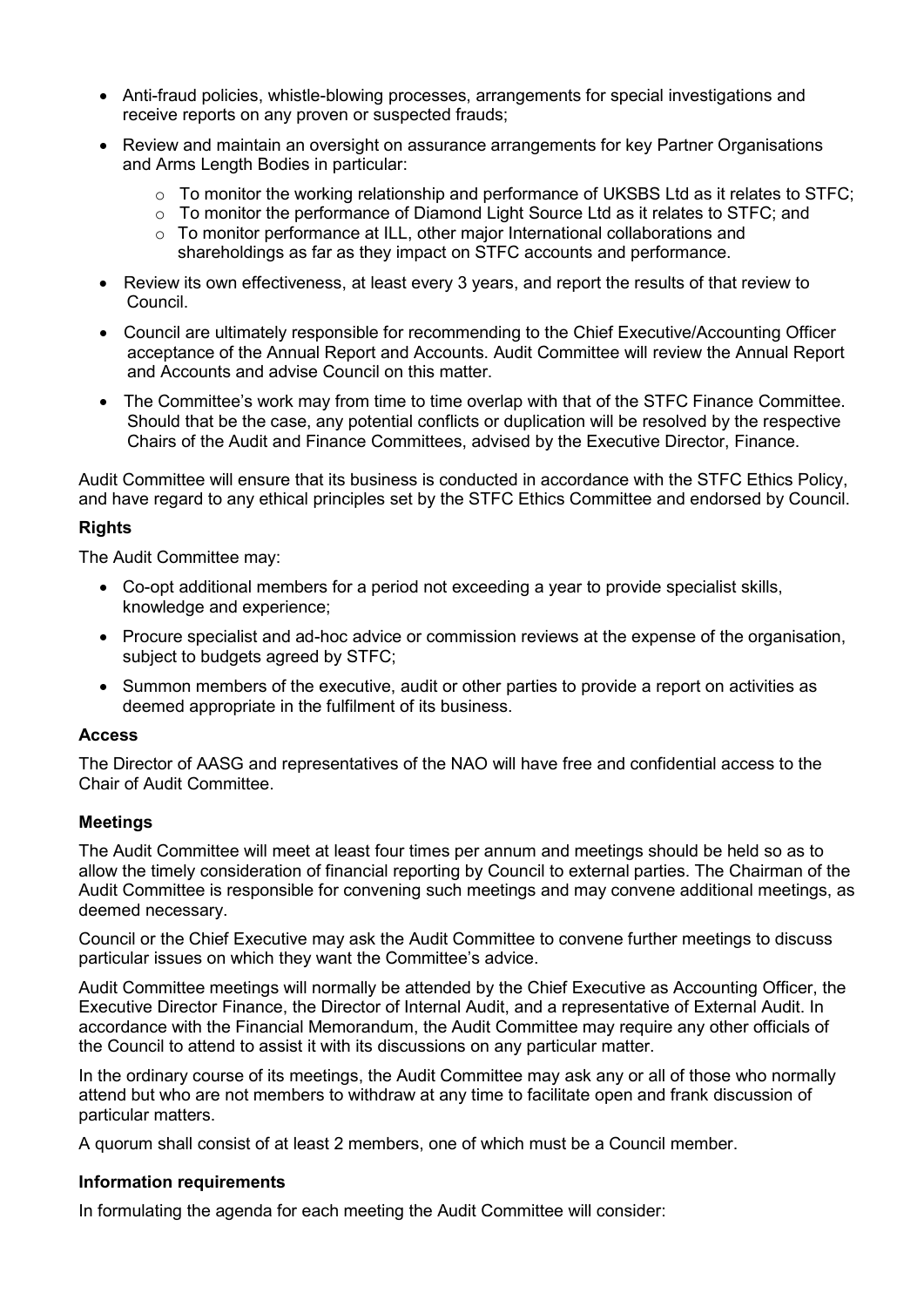- Anti-fraud policies, whistle-blowing processes, arrangements for special investigations and receive reports on any proven or suspected frauds;
- Review and maintain an oversight on assurance arrangements for key Partner Organisations and Arms Length Bodies in particular:
  - To monitor the working relationship and performance of UKSBS Ltd as it relates to STFC;
  - To monitor the performance of Diamond Light Source Ltd as it relates to STFC; and
  - To monitor performance at ILL, other major International collaborations and shareholdings as far as they impact on STFC accounts and performance.
- Review its own effectiveness, at least every 3 years, and report the results of that review to Council.
- Council are ultimately responsible for recommending to the Chief Executive/Accounting Officer acceptance of the Annual Report and Accounts. Audit Committee will review the Annual Report and Accounts and advise Council on this matter.
- The Committee's work may from time to time overlap with that of the STFC Finance Committee. Should that be the case, any potential conflicts or duplication will be resolved by the respective Chairs of the Audit and Finance Committees, advised by the Executive Director, Finance.

Audit Committee will ensure that its business is conducted in accordance with the STFC Ethics Policy, and have regard to any ethical principles set by the STFC Ethics Committee and endorsed by Council.

**Rights**

The Audit Committee may:

- Co-opt additional members for a period not exceeding a year to provide specialist skills, knowledge and experience;
- Procure specialist and ad-hoc advice or commission reviews at the expense of the organisation, subject to budgets agreed by STFC;
- Summon members of the executive, audit or other parties to provide a report on activities as deemed appropriate in the fulfilment of its business.

**Access**

The Director of AASG and representatives of the NAO will have free and confidential access to the Chair of Audit Committee.

**Meetings**

The Audit Committee will meet at least four times per annum and meetings should be held so as to allow the timely consideration of financial reporting by Council to external parties. The Chairman of the Audit Committee is responsible for convening such meetings and may convene additional meetings, as deemed necessary.

Council or the Chief Executive may ask the Audit Committee to convene further meetings to discuss particular issues on which they want the Committee's advice.

Audit Committee meetings will normally be attended by the Chief Executive as Accounting Officer, the Executive Director Finance, the Director of Internal Audit, and a representative of External Audit. In accordance with the Financial Memorandum, the Audit Committee may require any other officials of the Council to attend to assist it with its discussions on any particular matter.

In the ordinary course of its meetings, the Audit Committee may ask any or all of those who normally attend but who are not members to withdraw at any time to facilitate open and frank discussion of particular matters.

A quorum shall consist of at least 2 members, one of which must be a Council member.

**Information requirements**

In formulating the agenda for each meeting the Audit Committee will consider: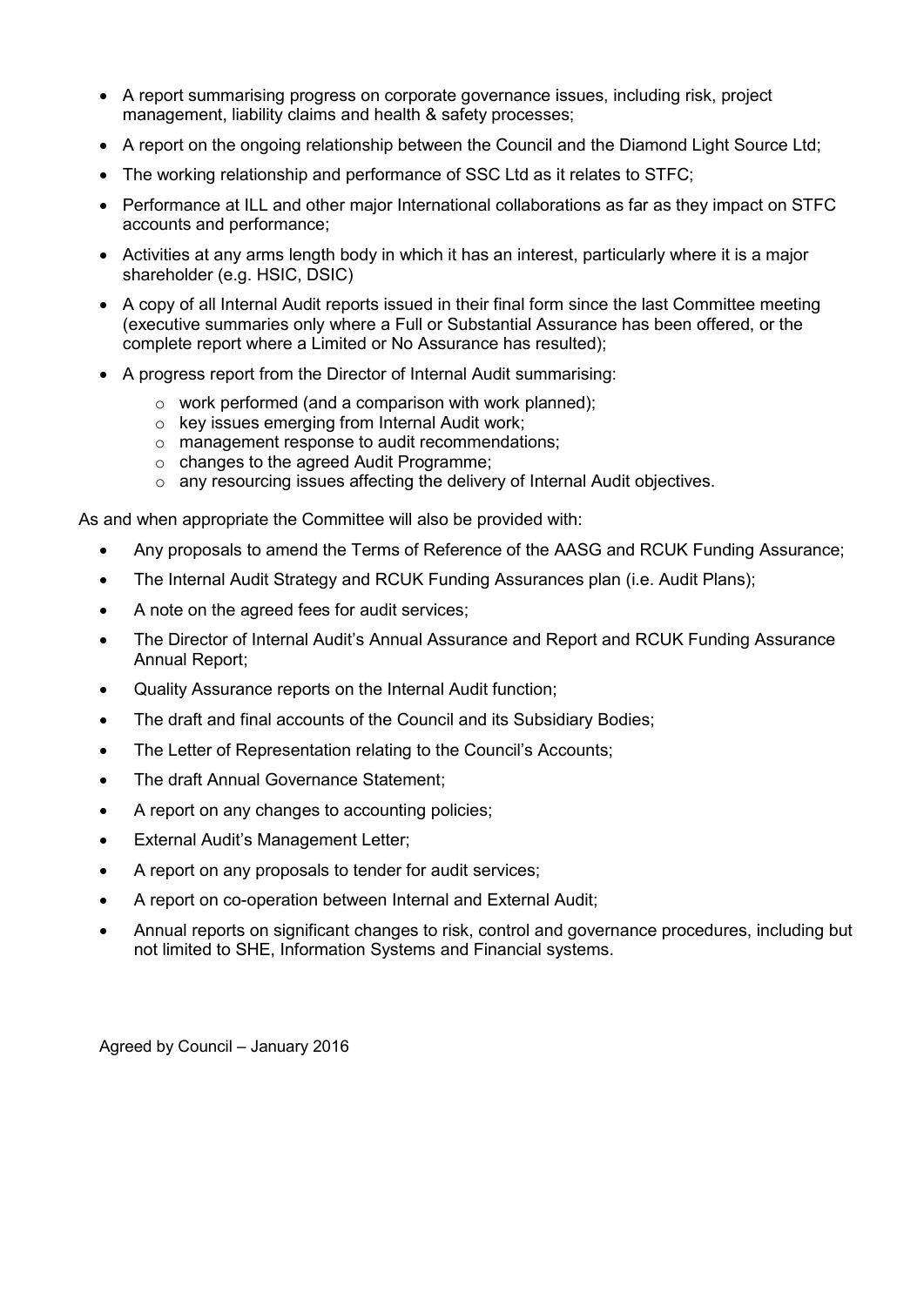- A report summarising progress on corporate governance issues, including risk, project management, liability claims and health & safety processes;
- A report on the ongoing relationship between the Council and the Diamond Light Source Ltd;
- The working relationship and performance of SSC Ltd as it relates to STFC;
- Performance at ILL and other major International collaborations as far as they impact on STFC accounts and performance;
- Activities at any arms length body in which it has an interest, particularly where it is a major shareholder (e.g. HSIC, DSIC)
- A copy of all Internal Audit reports issued in their final form since the last Committee meeting (executive summaries only where a Full or Substantial Assurance has been offered, or the complete report where a Limited or No Assurance has resulted);
- A progress report from the Director of Internal Audit summarising:
  - work performed (and a comparison with work planned);
  - key issues emerging from Internal Audit work;
  - management response to audit recommendations;
  - changes to the agreed Audit Programme;
  - any resourcing issues affecting the delivery of Internal Audit objectives.

As and when appropriate the Committee will also be provided with:

- Any proposals to amend the Terms of Reference of the AASG and RCUK Funding Assurance;
- The Internal Audit Strategy and RCUK Funding Assurances plan (i.e. Audit Plans);
- A note on the agreed fees for audit services;
- The Director of Internal Audit's Annual Assurance and Report and RCUK Funding Assurance Annual Report;
- Quality Assurance reports on the Internal Audit function;
- The draft and final accounts of the Council and its Subsidiary Bodies;
- The Letter of Representation relating to the Council's Accounts;
- The draft Annual Governance Statement;
- A report on any changes to accounting policies;
- External Audit's Management Letter;
- A report on any proposals to tender for audit services;
- A report on co-operation between Internal and External Audit;
- Annual reports on significant changes to risk, control and governance procedures, including but not limited to SHE, Information Systems and Financial systems.

Agreed by Council – January 2016